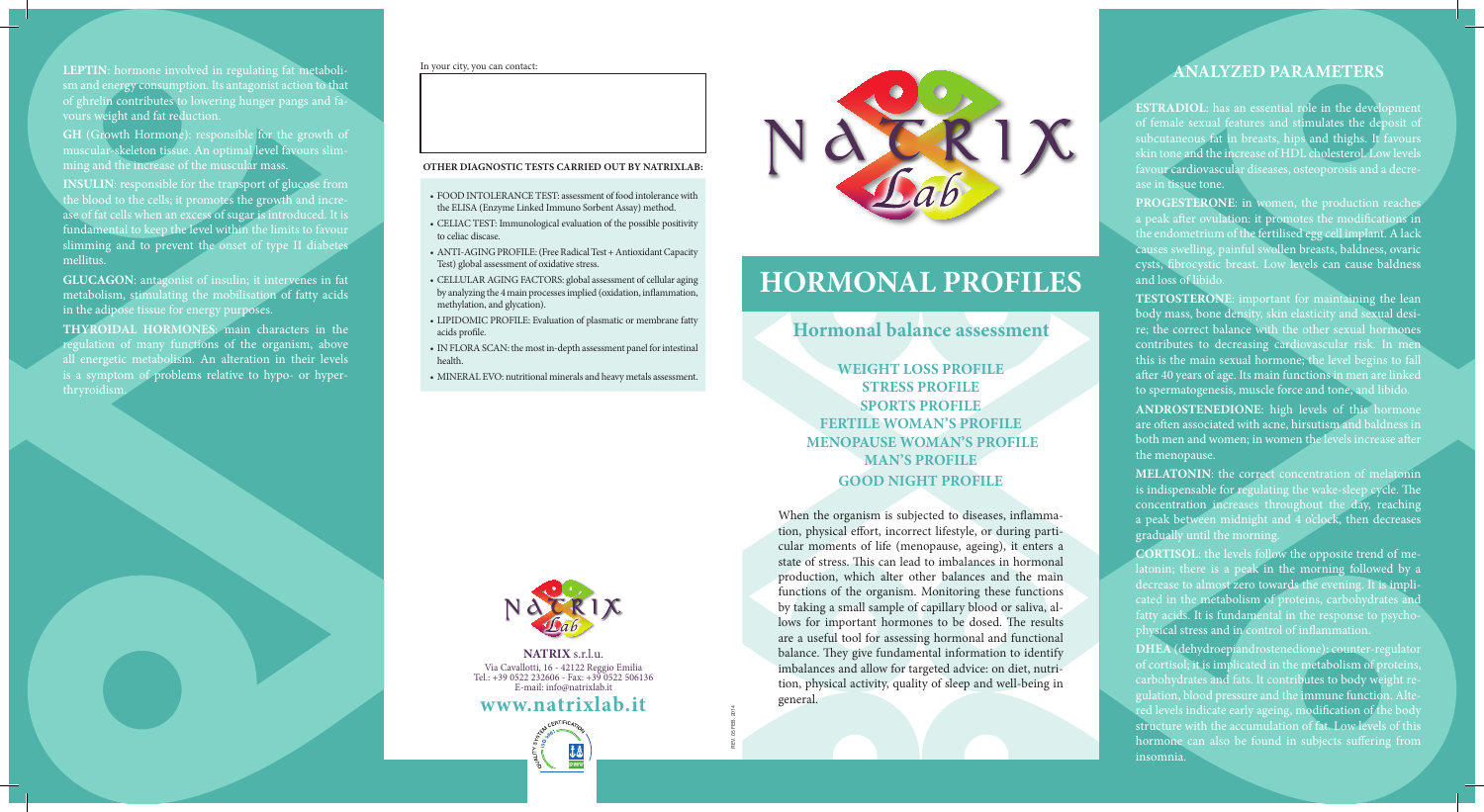**LEPTIN**: hormone involved in regulating fat metabolism and energy consumption. Its antagonist action to that of ghrelin contributes to lowering hunger pangs and favours weight and fat reduction.

**GH** (Growth Hormone): responsible for the growth of muscular-skeleton tissue. An optimal level favours slimming and the increase of the muscular mass.

**INSULIN**: responsible for the transport of glucose from the blood to the cells; it promotes the growth and increase of fat cells when an excess of sugar is introduced. It is fundamental to keep the level within the limits to favour slimming and to prevent the onset of type II diabetes mellitus.

**GLUCAGON**: antagonist of insulin; it intervenes in fat metabolism, stimulating the mobilisation of fatty acids in the adipose tissue for energy purposes.

**THYROIDAL HORMONES**: main characters in the regulation of many functions of the organism, above all energetic metabolism. An alteration in their levels is a symptom of problems relative to hypo- or hyper-thryroidism.

In your city, you can contact:

**OTHER DIAGNOSTIC TESTS CARRIED OUT BY NATRIXLAB:**

- FOOD INTOLERANCE TEST: assessment of food intolerance with the ELISA (Enzyme Linked Immuno Sorbent Assay) method.
- CELIAC TEST: Immunological evaluation of the possible positivity to celiac disease.
- ANTI-AGING PROFILE: (Free Radical Test + Antioxidant Capacity Test) global assessment of oxidative stress.
- CELLULAR AGING FACTORS: global assessment of cellular aging by analyzing the 4 main processes implied (oxidation, inflammation, methylation, and glycation).
- LIPIDOMIC PROFILE: Evaluation of plasmatic or membrane fatty acids profile.
- IN FLORA SCAN: the most in-depth assessment panel for intestinal health.
- MINERAL EVO: nutritional minerals and heavy metals assessment.

**NATRIX** s.r.l.u.
Via Cavallotti, 16 - 42122 Reggio Emilia
Tel.: +39 0522 232606 - Fax: +39 0522 506136
E-mail: info@natrixlab.it

**www.natrixlab.it**

REV. 00 FEB. 2014

# HORMONAL PROFILES

## Hormonal balance assessment

**WEIGHT LOSS PROFILE**
**STRESS PROFILE**
**SPORTS PROFILE**
**FERTILE WOMAN'S PROFILE**
**MENOPAUSE WOMAN'S PROFILE**
**MAN'S PROFILE**
**GOOD NIGHT PROFILE**

When the organism is subjected to diseases, inflammation, physical effort, incorrect lifestyle, or during particular moments of life (menopause, ageing), it enters a state of stress. This can lead to imbalances in hormonal production, which alter other balances and the main functions of the organism. Monitoring these functions by taking a small sample of capillary blood or saliva, allows for important hormones to be dosed. The results are a useful tool for assessing hormonal and functional balance. They give fundamental information to identify imbalances and allow for targeted advice: on diet, nutrition, physical activity, quality of sleep and well-being in general.

## ANALYZED PARAMETERS

**ESTRADIOL**: has an essential role in the development of female sexual features and stimulates the deposit of subcutaneous fat in breasts, hips and thighs. It favours skin tone and the increase of HDL cholesterol. Low levels favour cardiovascular diseases, osteoporosis and a decrease in tissue tone.

**PROGESTERONE**: in women, the production reaches a peak after ovulation: it promotes the modifications in the endometrium of the fertilised egg cell implant. A lack causes swelling, painful swollen breasts, baldness, ovaric cysts, fibrocystic breast. Low levels can cause baldness and loss of libido.

**TESTOSTERONE**: important for maintaining the lean body mass, bone density, skin elasticity and sexual desire; the correct balance with the other sexual hormones contributes to decreasing cardiovascular risk. In men this is the main sexual hormone; the level begins to fall after 40 years of age. Its main functions in men are linked to spermatogenesis, muscle force and tone, and libido.

**ANDROSTENEDIONE**: high levels of this hormone are often associated with acne, hirsutism and baldness in both men and women; in women the levels increase after the menopause.

**MELATONIN**: the correct concentration of melatonin is indispensable for regulating the wake-sleep cycle. The concentration increases throughout the day, reaching a peak between midnight and 4 o'clock, then decreases gradually until the morning.

**CORTISOL**: the levels follow the opposite trend of melatonin; there is a peak in the morning followed by a decrease to almost zero towards the evening. It is implicated in the metabolism of proteins, carbohydrates and fatty acids. It is fundamental in the response to psychophysical stress and in control of inflammation.

**DHEA** (dehydroepiandrostenedione): counter-regulator of cortisol; it is implicated in the metabolism of proteins, carbohydrates and fats. It contributes to body weight regulation, blood pressure and the immune function. Altered levels indicate early ageing, modification of the body structure with the accumulation of fat. Low levels of this hormone can also be found in subjects suffering from insomnia.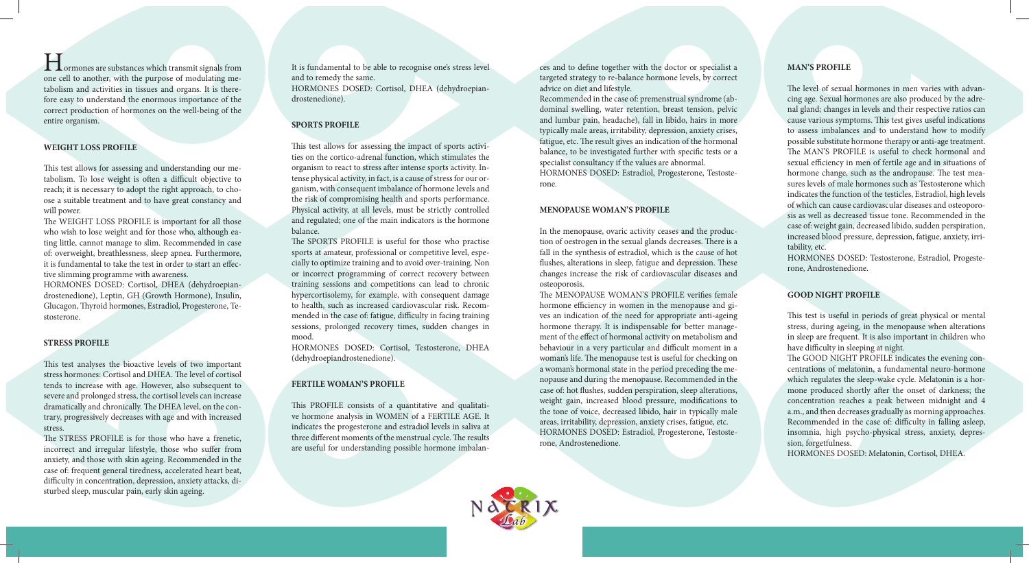Hormones are substances which transmit signals from one cell to another, with the purpose of modulating metabolism and activities in tissues and organs. It is therefore easy to understand the enormous importance of the correct production of hormones on the well-being of the entire organism.

### WEIGHT LOSS PROFILE

This test allows for assessing and understanding our metabolism. To lose weight is often a difficult objective to reach; it is necessary to adopt the right approach, to choose a suitable treatment and to have great constancy and will power.

The WEIGHT LOSS PROFILE is important for all those who wish to lose weight and for those who, although eating little, cannot manage to slim. Recommended in case of: overweight, breathlessness, sleep apnea. Furthermore, it is fundamental to take the test in order to start an effective slimming programme with awareness.

HORMONES DOSED: Cortisol, DHEA (dehydroepiandrostenedione), Leptin, GH (Growth Hormone), Insulin, Glucagon, Thyroid hormones, Estradiol, Progesterone, Testosterone.

### STRESS PROFILE

This test analyses the bioactive levels of two important stress hormones: Cortisol and DHEA. The level of cortisol tends to increase with age. However, also subsequent to severe and prolonged stress, the cortisol levels can increase dramatically and chronically. The DHEA level, on the contrary, progressively decreases with age and with increased stress.

The STRESS PROFILE is for those who have a frenetic, incorrect and irregular lifestyle, those who suffer from anxiety, and those with skin ageing. Recommended in the case of: frequent general tiredness, accelerated heart beat, difficulty in concentration, depression, anxiety attacks, disturbed sleep, muscular pain, early skin ageing.

It is fundamental to be able to recognise one's stress level and to remedy the same.

HORMONES DOSED: Cortisol, DHEA (dehydroepiandrostenedione).

### SPORTS PROFILE

This test allows for assessing the impact of sports activities on the cortico-adrenal function, which stimulates the organism to react to stress after intense sports activity. Intense physical activity, in fact, is a cause of stress for our organism, with consequent imbalance of hormone levels and the risk of compromising health and sports performance. Physical activity, at all levels, must be strictly controlled and regulated; one of the main indicators is the hormone balance.

The SPORTS PROFILE is useful for those who practise sports at amateur, professional or competitive level, especially to optimize training and to avoid over-training. Non or incorrect programming of correct recovery between training sessions and competitions can lead to chronic hypercortisolemy, for example, with consequent damage to health, such as increased cardiovascular risk. Recommended in the case of: fatigue, difficulty in facing training sessions, prolonged recovery times, sudden changes in mood.

HORMONES DOSED: Cortisol, Testosterone, DHEA (dehydroepiandrostenedione).

### FERTILE WOMAN'S PROFILE

This PROFILE consists of a quantitative and qualitative hormone analysis in WOMEN of a FERTILE AGE. It indicates the progesterone and estradiol levels in saliva at three different moments of the menstrual cycle. The results are useful for understanding possible hormone imbalances and to define together with the doctor or specialist a targeted strategy to re-balance hormone levels, by correct advice on diet and lifestyle.

Recommended in the case of: premenstrual syndrome (abdominal swelling, water retention, breast tension, pelvic and lumbar pain, headache), fall in libido, hairs in more typically male areas, irritability, depression, anxiety crises, fatigue, etc. The result gives an indication of the hormonal balance, to be investigated further with specific tests or a specialist consultancy if the values are abnormal.

HORMONES DOSED: Estradiol, Progesterone, Testosterone.

### MENOPAUSE WOMAN'S PROFILE

In the menopause, ovaric activity ceases and the production of oestrogen in the sexual glands decreases. There is a fall in the synthesis of estradiol, which is the cause of hot flushes, alterations in sleep, fatigue and depression. These changes increase the risk of cardiovascular diseases and osteoporosis.

The MENOPAUSE WOMAN'S PROFILE verifies female hormone efficiency in women in the menopause and gives an indication of the need for appropriate anti-ageing hormone therapy. It is indispensable for better management of the effect of hormonal activity on metabolism and behaviour in a very particular and difficult moment in a woman's life. The menopause test is useful for checking on a woman's hormonal state in the period preceding the menopause and during the menopause. Recommended in the case of: hot flushes, sudden perspiration, sleep alterations, weight gain, increased blood pressure, modifications to the tone of voice, decreased libido, hair in typically male areas, irritability, depression, anxiety crises, fatigue, etc.

HORMONES DOSED: Estradiol, Progesterone, Testosterone, Androstenedione.

### MAN'S PROFILE

The level of sexual hormones in men varies with advancing age. Sexual hormones are also produced by the adrenal gland; changes in levels and their respective ratios can cause various symptoms. This test gives useful indications to assess imbalances and to understand how to modify possible substitute hormone therapy or anti-age treatment.

The MAN'S PROFILE is useful to check hormonal and sexual efficiency in men of fertile age and in situations of hormone change, such as the andropause. The test measures levels of male hormones such as Testosterone which indicates the function of the testicles, Estradiol, high levels of which can cause cardiovascular diseases and osteoporosis as well as decreased tissue tone. Recommended in the case of: weight gain, decreased libido, sudden perspiration, increased blood pressure, depression, fatigue, anxiety, irritability, etc.

HORMONES DOSED: Testosterone, Estradiol, Progesterone, Androstenedione.

### GOOD NIGHT PROFILE

This test is useful in periods of great physical or mental stress, during ageing, in the menopause when alterations in sleep are frequent. It is also important in children who have difficulty in sleeping at night.

The GOOD NIGHT PROFILE indicates the evening concentrations of melatonin, a fundamental neuro-hormone which regulates the sleep-wake cycle. Melatonin is a hormone produced shortly after the onset of darkness; the concentration reaches a peak between midnight and 4 a.m., and then decreases gradually as morning approaches. Recommended in the case of: difficulty in falling asleep, insomnia, high psycho-physical stress, anxiety, depression, forgetfulness.

HORMONES DOSED: Melatonin, Cortisol, DHEA.

NATRIX Lab